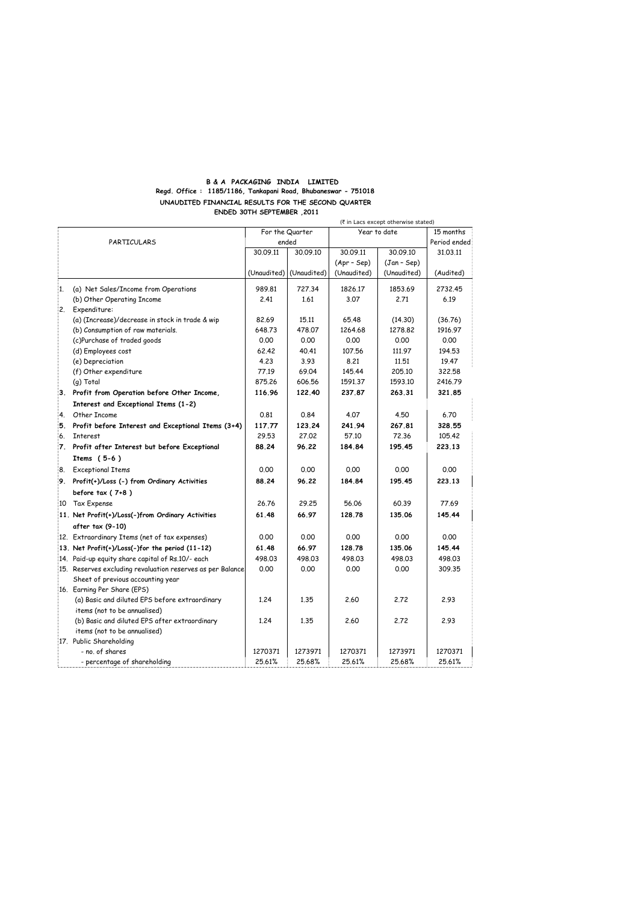**B & A PACKAGING INDIA LIMITED**

**Regd. Office : 1185/1186, Tankapani Road, Bhubaneswar - 751018**

**UNAUDITED FINANCIAL RESULTS FOR THE SECOND QUARTER ENDED 30TH SEPTEMBER ,2011**

(₹ in Lacs except otherwise stated)

| | PARTICULARS | For the Quarter ended | | Year to date | | 15 months Period ended |
|---|---|---|---|---|---|---|
| | | 30.09.11 | 30.09.10 | 30.09.11 (Apr – Sep) | 30.09.10 (Jan – Sep) | 31.03.11 |
| | | (Unaudited) | (Unaudited) | (Unaudited) | (Unaudited) | (Audited) |
| 1. | (a) Net Sales/Income from Operations | 989.81 | 727.34 | 1826.17 | 1853.69 | 2732.45 |
| | (b) Other Operating Income | 2.41 | 1.61 | 3.07 | 2.71 | 6.19 |
| 2. | Expenditure: | | | | | |
| | (a) (Increase)/decrease in stock in trade & wip | 82.69 | 15.11 | 65.48 | (14.30) | (36.76) |
| | (b) Consumption of raw materials. | 648.73 | 478.07 | 1264.68 | 1278.82 | 1916.97 |
| | (c)Purchase of traded goods | 0.00 | 0.00 | 0.00 | 0.00 | 0.00 |
| | (d) Employees cost | 62.42 | 40.41 | 107.56 | 111.97 | 194.53 |
| | (e) Depreciation | 4.23 | 3.93 | 8.21 | 11.51 | 19.47 |
| | (f) Other expenditure | 77.19 | 69.04 | 145.44 | 205.10 | 322.58 |
| | (g) Total | 875.26 | 606.56 | 1591.37 | 1593.10 | 2416.79 |
| **3.** | **Profit from Operation before Other Income, Interest and Exceptional Items (1-2)** | **116.96** | **122.40** | **237.87** | **263.31** | **321.85** |
| 4. | Other Income | 0.81 | 0.84 | 4.07 | 4.50 | 6.70 |
| **5.** | **Profit before Interest and Exceptional Items (3+4)** | **117.77** | **123.24** | **241.94** | **267.81** | **328.55** |
| 6. | Interest | 29.53 | 27.02 | 57.10 | 72.36 | 105.42 |
| **7.** | **Profit after Interest but before Exceptional Items ( 5-6 )** | **88.24** | **96.22** | **184.84** | **195.45** | **223.13** |
| 8. | Exceptional Items | 0.00 | 0.00 | 0.00 | 0.00 | 0.00 |
| **9.** | **Profit(+)/Loss (-) from Ordinary Activities before tax ( 7+8 )** | **88.24** | **96.22** | **184.84** | **195.45** | **223.13** |
| 10 | Tax Expense | 26.76 | 29.25 | 56.06 | 60.39 | 77.69 |
| **11.** | **Net Profit(+)/Loss(-)from Ordinary Activities after tax (9-10)** | **61.48** | **66.97** | **128.78** | **135.06** | **145.44** |
| 12. | Extraordinary Items (net of tax expenses) | 0.00 | 0.00 | 0.00 | 0.00 | 0.00 |
| **13.** | **Net Profit(+)/Loss(-)for the period (11-12)** | **61.48** | **66.97** | **128.78** | **135.06** | **145.44** |
| 14. | Paid-up equity share capital of Rs.10/- each | 498.03 | 498.03 | 498.03 | 498.03 | 498.03 |
| 15. | Reserves excluding revaluation reserves as per Balance Sheet of previous accounting year | 0.00 | 0.00 | 0.00 | 0.00 | 309.35 |
| 16. | Earning Per Share (EPS) | | | | | |
| | (a) Basic and diluted EPS before extraordinary items (not to be annualised) | 1.24 | 1.35 | 2.60 | 2.72 | 2.93 |
| | (b) Basic and diluted EPS after extraordinary items (not to be annualised) | 1.24 | 1.35 | 2.60 | 2.72 | 2.93 |
| 17. | Public Shareholding | | | | | |
| | - no. of shares | 1270371 | 1273971 | 1270371 | 1273971 | 1270371 |
| | - percentage of shareholding | 25.61% | 25.68% | 25.61% | 25.68% | 25.61% |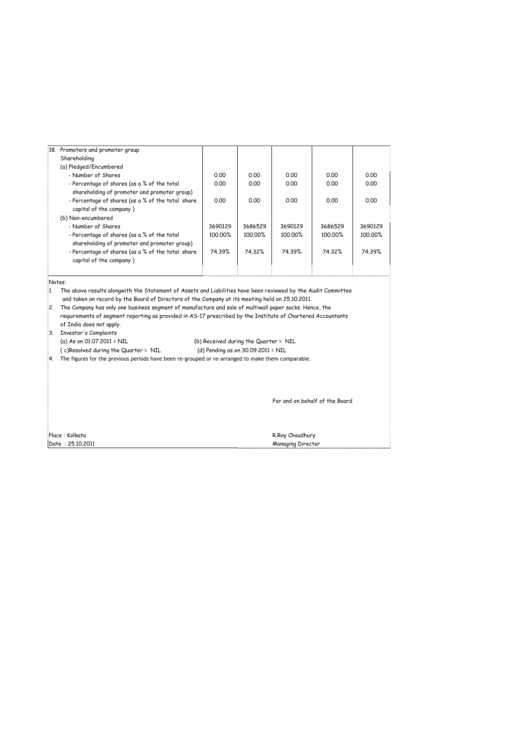| 18. Promoters and promoter group Shareholding | | | | | |
|---|---|---|---|---|---|
| (a) Pledged/Encumbered | | | | | |
| - Number of Shares | 0.00 | 0.00 | 0.00 | 0.00 | 0.00 |
| - Percentage of shares (as a % of the total shareholding of promoter and promoter group) | 0.00 | 0.00 | 0.00 | 0.00 | 0.00 |
| - Percentage of shares (as a % of the total share capital of the company ) | 0.00 | 0.00 | 0.00 | 0.00 | 0.00 |
| (b) Non-encumbered | | | | | |
| - Number of Shares | 3690129 | 3686529 | 3690129 | 3686529 | 3690129 |
| - Percentage of shares (as a % of the total shareholding of promoter and promoter group) | 100.00% | 100.00% | 100.00% | 100.00% | 100.00% |
| - Percentage of shares (as a % of the total share capital of the company ) | 74.39% | 74.32% | 74.39% | 74.32% | 74.39% |

Notes:

1. The above results alongwith the Statement of Assets and Liabilities have been reviewed by the Audit Committee and taken on record by the Board of Directors of the Company at its meeting held on 25.10.2011.
2. The Company has only one business segment of manufacture and sale of multiwall paper sacks. Hence, the requirements of segment reporting as provided in AS-17 prescribed by the Institute of Chartered Accountants of India does not apply.
3. Investor's Complaints
   (a) As on 01.07.2011 = NIL (b) Received during the Quarter = NIL
   ( c)Resolved during the Quarter = NIL (d) Pending as on 30.09.2011 = NIL
4. The figures for the previous periods have been re-grouped or re-arranged to make them comparable.

For and on behalf of the Board

Place : Kolkata
Date : 25.10.2011

R.Roy Choudhury
Managing Director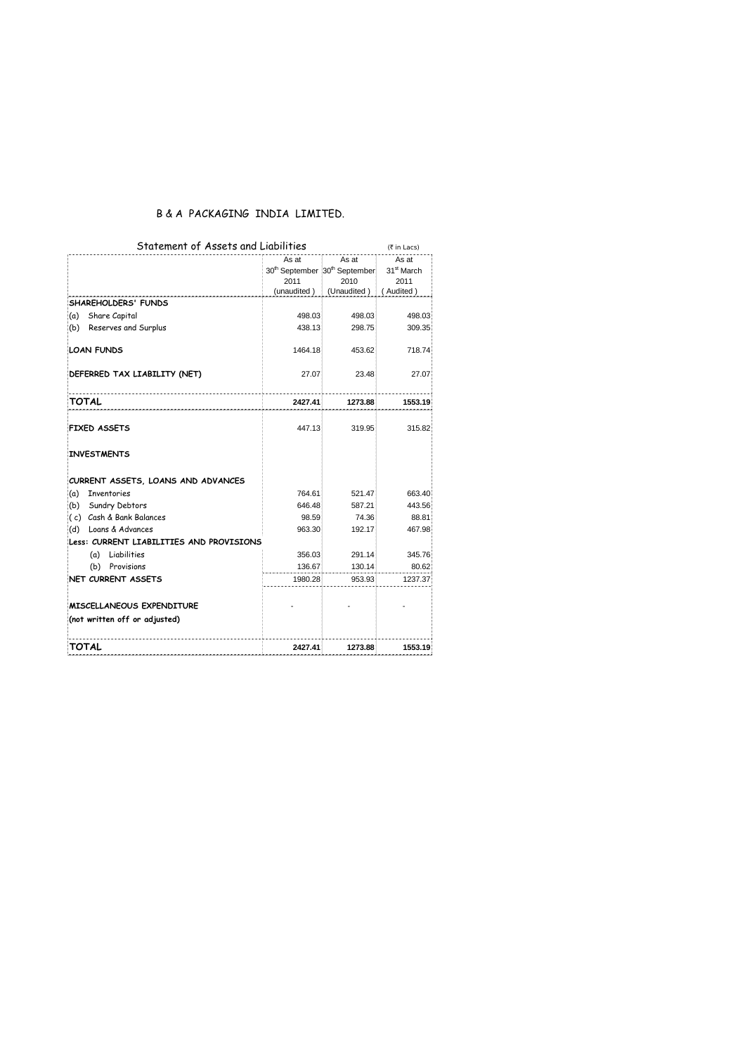# B & A PACKAGING INDIA LIMITED.

## Statement of Assets and Liabilities

(₹ in Lacs)

| | As at 30th September 2011 (unaudited ) | As at 30th September 2010 (Unaudited ) | As at 31st March 2011 ( Audited ) |
|---|---|---|---|
| **SHAREHOLDERS' FUNDS** | | | |
| (a) Share Capital | 498.03 | 498.03 | 498.03 |
| (b) Reserves and Surplus | 438.13 | 298.75 | 309.35 |
| **LOAN FUNDS** | 1464.18 | 453.62 | 718.74 |
| **DEFERRED TAX LIABILITY (NET)** | 27.07 | 23.48 | 27.07 |
| **TOTAL** | **2427.41** | **1273.88** | **1553.19** |
| **FIXED ASSETS** | 447.13 | 319.95 | 315.82 |
| **INVESTMENTS** | | | |
| **CURRENT ASSETS, LOANS AND ADVANCES** | | | |
| (a) Inventories | 764.61 | 521.47 | 663.40 |
| (b) Sundry Debtors | 646.48 | 587.21 | 443.56 |
| ( c) Cash & Bank Balances | 98.59 | 74.36 | 88.81 |
| (d) Loans & Advances | 963.30 | 192.17 | 467.98 |
| **Less: CURRENT LIABILITIES AND PROVISIONS** | | | |
| (a) Liabilities | 356.03 | 291.14 | 345.76 |
| (b) Provisions | 136.67 | 130.14 | 80.62 |
| **NET CURRENT ASSETS** | 1980.28 | 953.93 | 1237.37 |
| **MISCELLANEOUS EXPENDITURE (not written off or adjusted)** | - | - | - |
| **TOTAL** | **2427.41** | **1273.88** | **1553.19** |